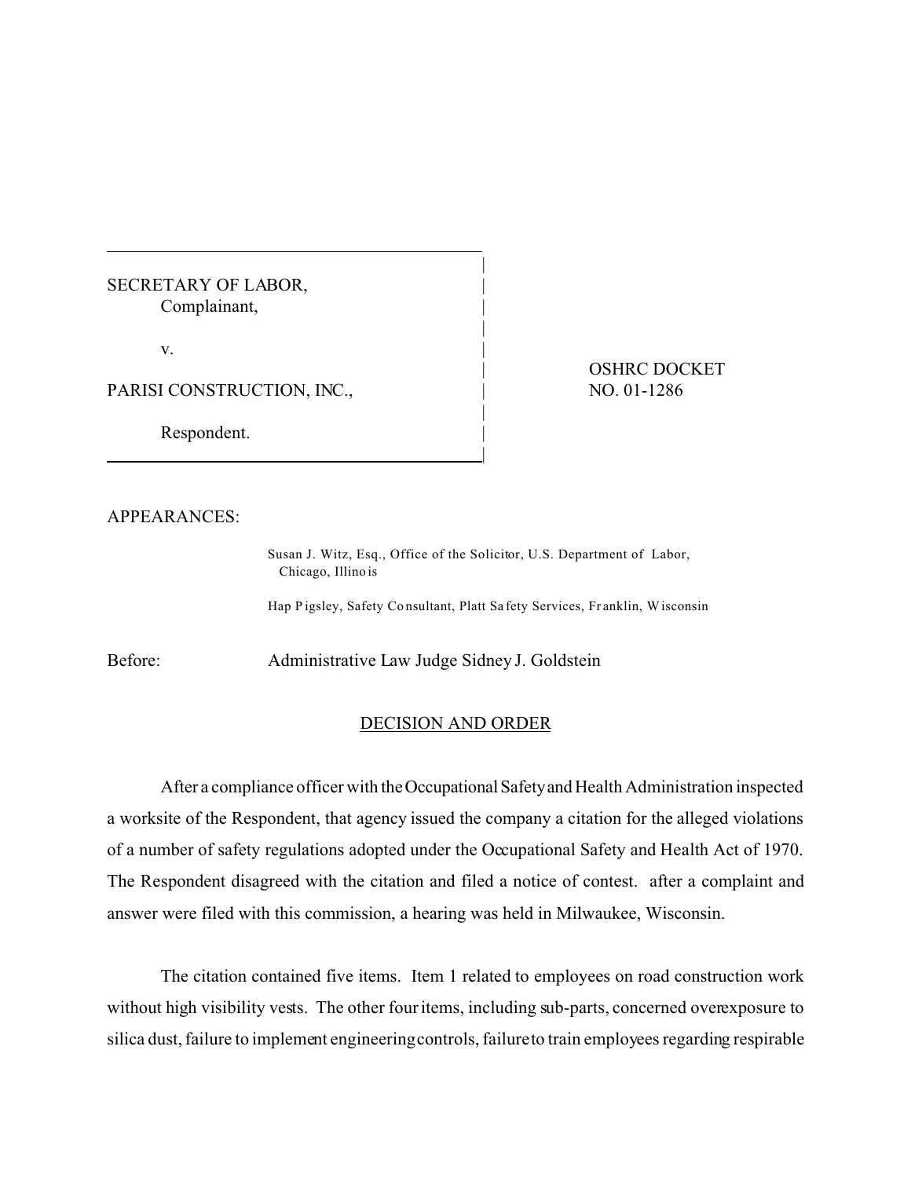SECRETARY OF LABOR,
Complainant,

v.

PARISI CONSTRUCTION, INC.,

Respondent.

OSHRC DOCKET NO. 01-1286

APPEARANCES:

Susan J. Witz, Esq., Office of the Solicitor, U.S. Department of Labor, Chicago, Illinois

Hap Pigsley, Safety Consultant, Platt Safety Services, Franklin, Wisconsin

Before: Administrative Law Judge Sidney J. Goldstein

## DECISION AND ORDER

After a compliance officer with the Occupational Safety and Health Administration inspected a worksite of the Respondent, that agency issued the company a citation for the alleged violations of a number of safety regulations adopted under the Occupational Safety and Health Act of 1970. The Respondent disagreed with the citation and filed a notice of contest. after a complaint and answer were filed with this commission, a hearing was held in Milwaukee, Wisconsin.

The citation contained five items. Item 1 related to employees on road construction work without high visibility vests. The other four items, including sub-parts, concerned overexposure to silica dust, failure to implement engineering controls, failure to train employees regarding respirable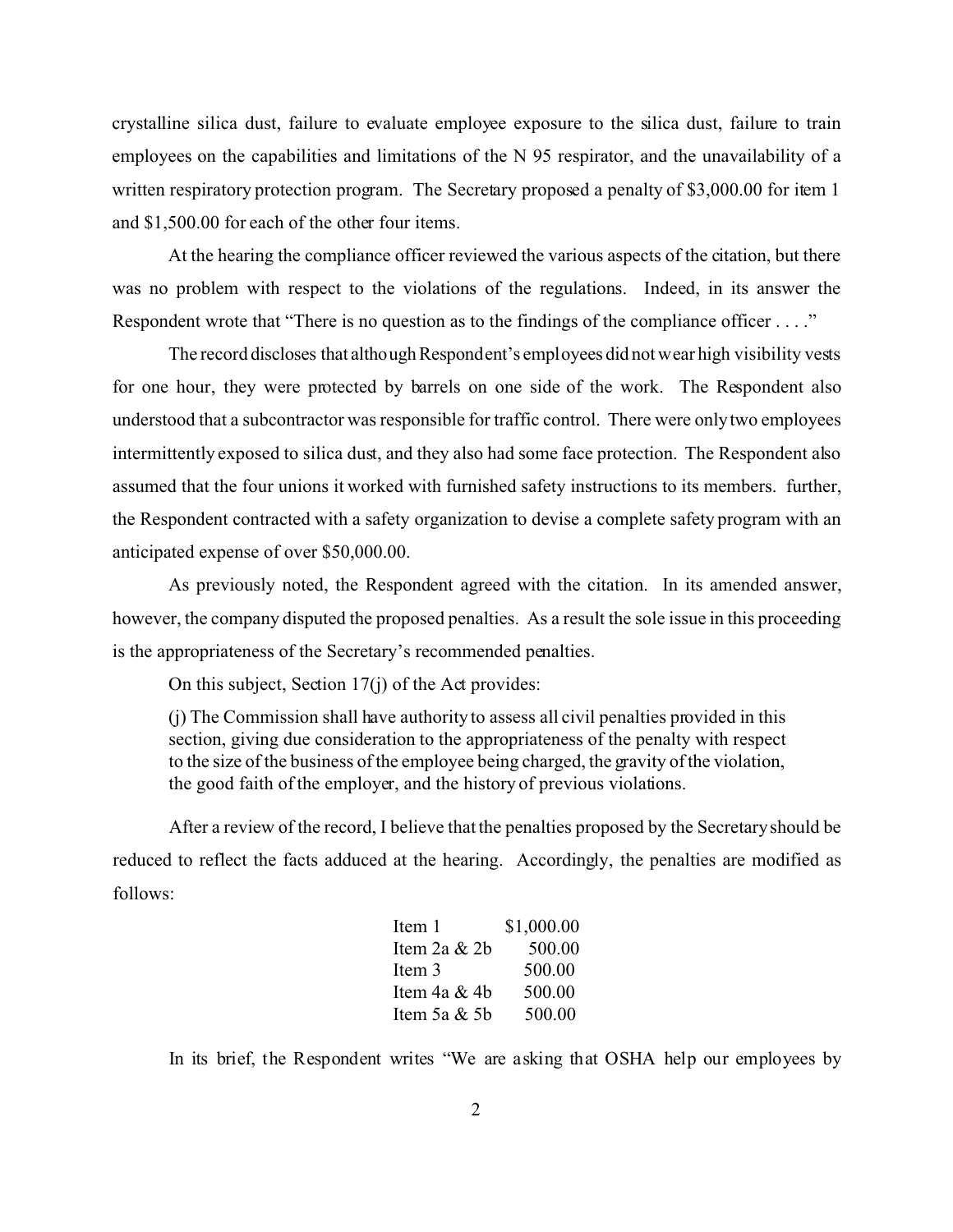crystalline silica dust, failure to evaluate employee exposure to the silica dust, failure to train employees on the capabilities and limitations of the N 95 respirator, and the unavailability of a written respiratory protection program. The Secretary proposed a penalty of $3,000.00 for item 1 and $1,500.00 for each of the other four items.

At the hearing the compliance officer reviewed the various aspects of the citation, but there was no problem with respect to the violations of the regulations. Indeed, in its answer the Respondent wrote that "There is no question as to the findings of the compliance officer . . . ."

The record discloses that although Respondent's employees did not wear high visibility vests for one hour, they were protected by barrels on one side of the work. The Respondent also understood that a subcontractor was responsible for traffic control. There were only two employees intermittently exposed to silica dust, and they also had some face protection. The Respondent also assumed that the four unions it worked with furnished safety instructions to its members. further, the Respondent contracted with a safety organization to devise a complete safety program with an anticipated expense of over $50,000.00.

As previously noted, the Respondent agreed with the citation. In its amended answer, however, the company disputed the proposed penalties. As a result the sole issue in this proceeding is the appropriateness of the Secretary's recommended penalties.

On this subject, Section 17(j) of the Act provides:

> (j) The Commission shall have authority to assess all civil penalties provided in this section, giving due consideration to the appropriateness of the penalty with respect to the size of the business of the employee being charged, the gravity of the violation, the good faith of the employer, and the history of previous violations.

After a review of the record, I believe that the penalties proposed by the Secretary should be reduced to reflect the facts adduced at the hearing. Accordingly, the penalties are modified as follows:

| | |
|---|---|
| Item 1 | $1,000.00 |
| Item 2a & 2b | 500.00 |
| Item 3 | 500.00 |
| Item 4a & 4b | 500.00 |
| Item 5a & 5b | 500.00 |

In its brief, the Respondent writes "We are asking that OSHA help our employees by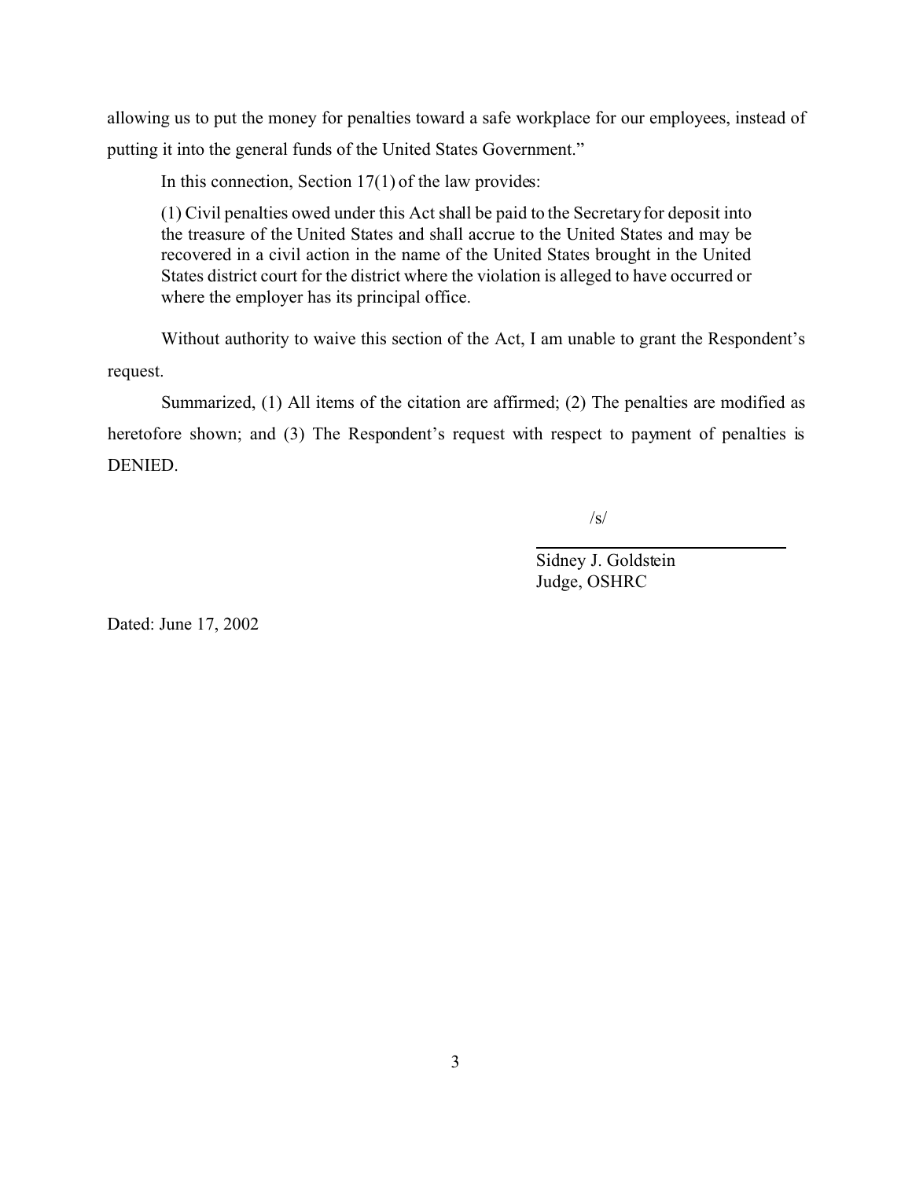allowing us to put the money for penalties toward a safe workplace for our employees, instead of putting it into the general funds of the United States Government."

In this connection, Section 17(1) of the law provides:

> (1) Civil penalties owed under this Act shall be paid to the Secretary for deposit into the treasure of the United States and shall accrue to the United States and may be recovered in a civil action in the name of the United States brought in the United States district court for the district where the violation is alleged to have occurred or where the employer has its principal office.

Without authority to waive this section of the Act, I am unable to grant the Respondent's request.

Summarized, (1) All items of the citation are affirmed; (2) The penalties are modified as heretofore shown; and (3) The Respondent's request with respect to payment of penalties is DENIED.

/s/

Sidney J. Goldstein
Judge, OSHRC

Dated: June 17, 2002